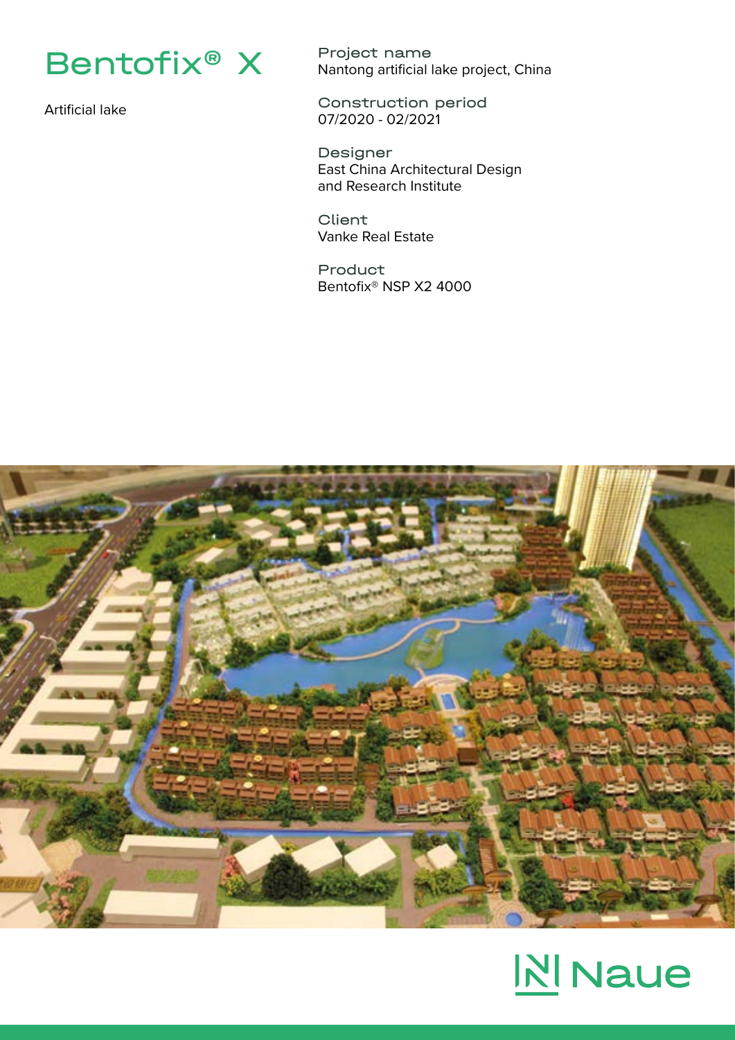# Bentofix® X

Artificial lake

**Project name**
Nantong artificial lake project, China

**Construction period**
07/2020 - 02/2021

**Designer**
East China Architectural Design and Research Institute

**Client**
Vanke Real Estate

**Product**
Bentofix® NSP X2 4000

Naue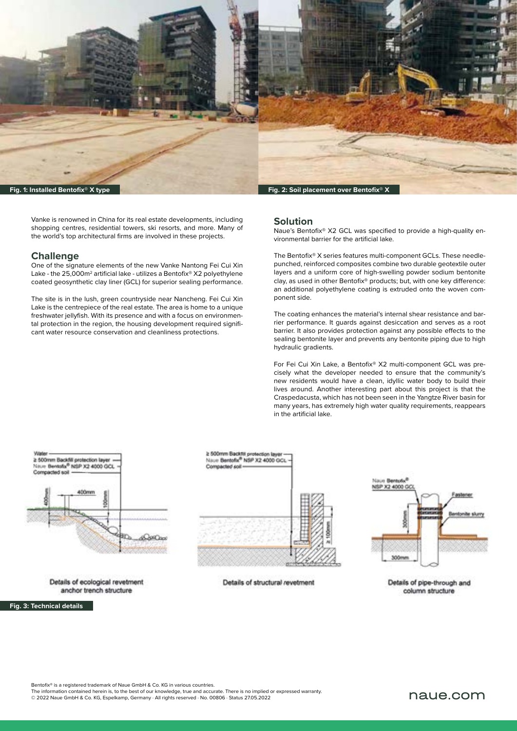Fig. 1: Installed Bentofix® X type

Fig. 2: Soil placement over Bentofix® X

Vanke is renowned in China for its real estate developments, including shopping centres, residential towers, ski resorts, and more. Many of the world's top architectural firms are involved in these projects.

## Challenge

One of the signature elements of the new Vanke Nantong Fei Cui Xin Lake - the 25,000m² artificial lake - utilizes a Bentofix® X2 polyethylene coated geosynthetic clay liner (GCL) for superior sealing performance.

The site is in the lush, green countryside near Nancheng. Fei Cui Xin Lake is the centrepiece of the real estate. The area is home to a unique freshwater jellyfish. With its presence and with a focus on environmental protection in the region, the housing development required significant water resource conservation and cleanliness protections.

## Solution

Naue's Bentofix® X2 GCL was specified to provide a high-quality environmental barrier for the artificial lake.

The Bentofix® X series features multi-component GCLs. These needle-punched, reinforced composites combine two durable geotextile outer layers and a uniform core of high-swelling powder sodium bentonite clay, as used in other Bentofix® products; but, with one key difference: an additional polyethylene coating is extruded onto the woven component side.

The coating enhances the material's internal shear resistance and barrier performance. It guards against desiccation and serves as a root barrier. It also provides protection against any possible effects to the sealing bentonite layer and prevents any bentonite piping due to high hydraulic gradients.

For Fei Cui Xin Lake, a Bentofix® X2 multi-component GCL was precisely what the developer needed to ensure that the community's new residents would have a clean, idyllic water body to build their lives around. Another interesting part about this project is that the Craspedacusta, which has not been seen in the Yangtze River basin for many years, has extremely high water quality requirements, reappears in the artificial lake.

Water
≥ 500mm Backfill protection layer
Naue Bentofix® NSP X2 4000 GCL
Compacted soil
400mm
400mm
100mm

Details of ecological revetment anchor trench structure

≥ 500mm Backfill protection layer
Naue Bentofix® NSP X2 4000 GCL
Compacted soil
≥ 100mm

Details of structural revetment

Naue Bentofix® NSP X2 4000 GCL
Fastener
Bentonite slurry
300mm
300mm

Details of pipe-through and column structure

Fig. 3: Technical details

Bentofix® is a registered trademark of Naue GmbH & Co. KG in various countries.
The information contained herein is, to the best of our knowledge, true and accurate. There is no implied or expressed warranty.
© 2022 Naue GmbH & Co. KG, Espelkamp, Germany · All rights reserved · No. 00806 · Status 27.05.2022

naue.com